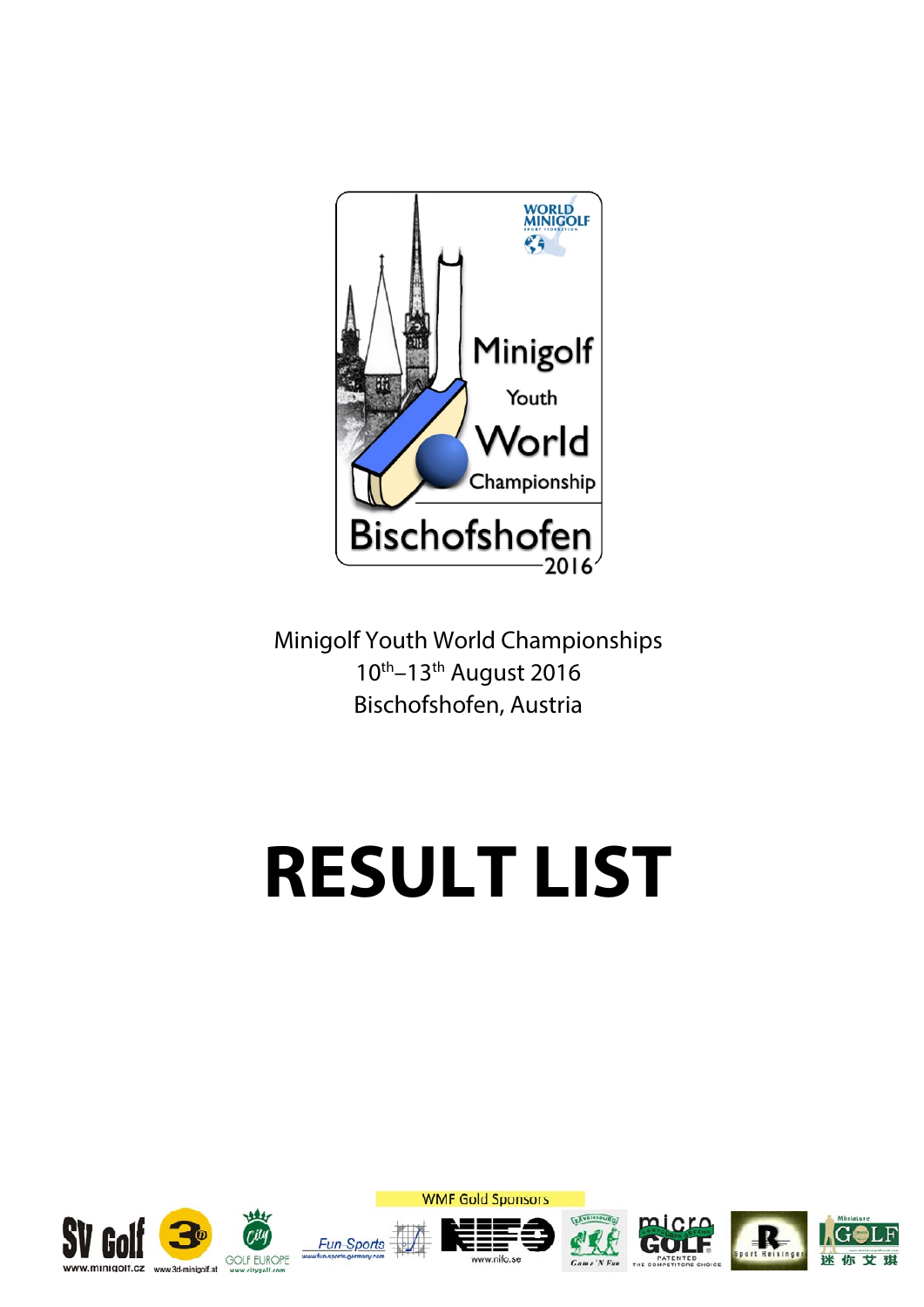Minigolf Youth World Championships
10th–13th August 2016
Bischofshofen, Austria

# RESULT LIST

WMF Gold Sponsors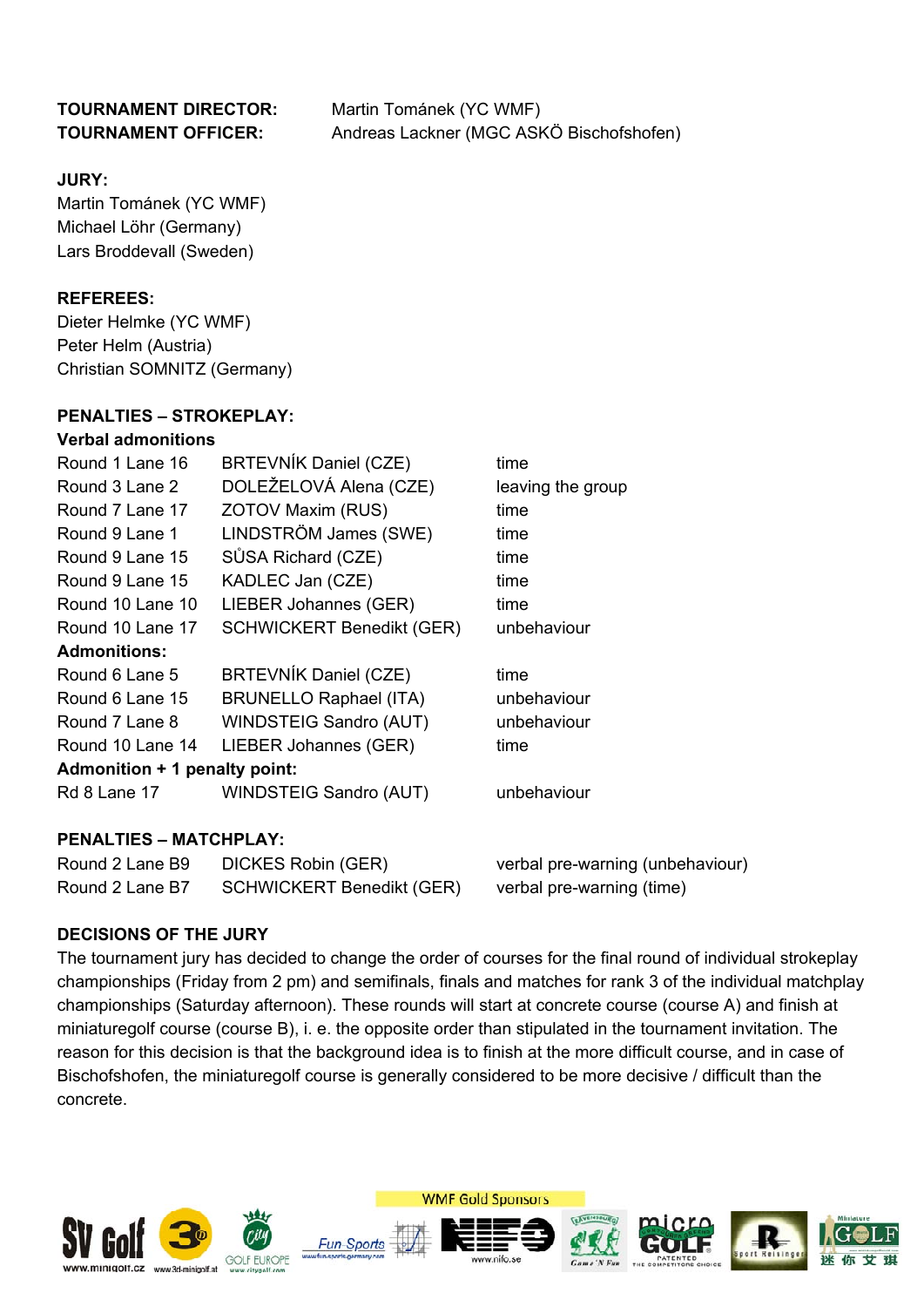**TOURNAMENT DIRECTOR:** Martin Tománek (YC WMF)
**TOURNAMENT OFFICER:** Andreas Lackner (MGC ASKÖ Bischofshofen)

**JURY:**
Martin Tománek (YC WMF)
Michael Löhr (Germany)
Lars Broddevall (Sweden)

**REFEREES:**
Dieter Helmke (YC WMF)
Peter Helm (Austria)
Christian SOMNITZ (Germany)

**PENALTIES – STROKEPLAY:**

**Verbal admonitions**

| | | |
|---|---|---|
| Round 1 Lane 16 | BRTEVNÍK Daniel (CZE) | time |
| Round 3 Lane 2 | DOLEŽELOVÁ Alena (CZE) | leaving the group |
| Round 7 Lane 17 | ZOTOV Maxim (RUS) | time |
| Round 9 Lane 1 | LINDSTRÖM James (SWE) | time |
| Round 9 Lane 15 | SŮSA Richard (CZE) | time |
| Round 9 Lane 15 | KADLEC Jan (CZE) | time |
| Round 10 Lane 10 | LIEBER Johannes (GER) | time |
| Round 10 Lane 17 | SCHWICKERT Benedikt (GER) | unbehaviour |

**Admonitions:**

| | | |
|---|---|---|
| Round 6 Lane 5 | BRTEVNÍK Daniel (CZE) | time |
| Round 6 Lane 15 | BRUNELLO Raphael (ITA) | unbehaviour |
| Round 7 Lane 8 | WINDSTEIG Sandro (AUT) | unbehaviour |
| Round 10 Lane 14 | LIEBER Johannes (GER) | time |

**Admonition + 1 penalty point:**

| | | |
|---|---|---|
| Rd 8 Lane 17 | WINDSTEIG Sandro (AUT) | unbehaviour |

**PENALTIES – MATCHPLAY:**

| | | |
|---|---|---|
| Round 2 Lane B9 | DICKES Robin (GER) | verbal pre-warning (unbehaviour) |
| Round 2 Lane B7 | SCHWICKERT Benedikt (GER) | verbal pre-warning (time) |

**DECISIONS OF THE JURY**

The tournament jury has decided to change the order of courses for the final round of individual strokeplay championships (Friday from 2 pm) and semifinals, finals and matches for rank 3 of the individual matchplay championships (Saturday afternoon). These rounds will start at concrete course (course A) and finish at miniaturegolf course (course B), i. e. the opposite order than stipulated in the tournament invitation. The reason for this decision is that the background idea is to finish at the more difficult course, and in case of Bischofshofen, the miniaturegolf course is generally considered to be more decisive / difficult than the concrete.

WMF Gold Sponsors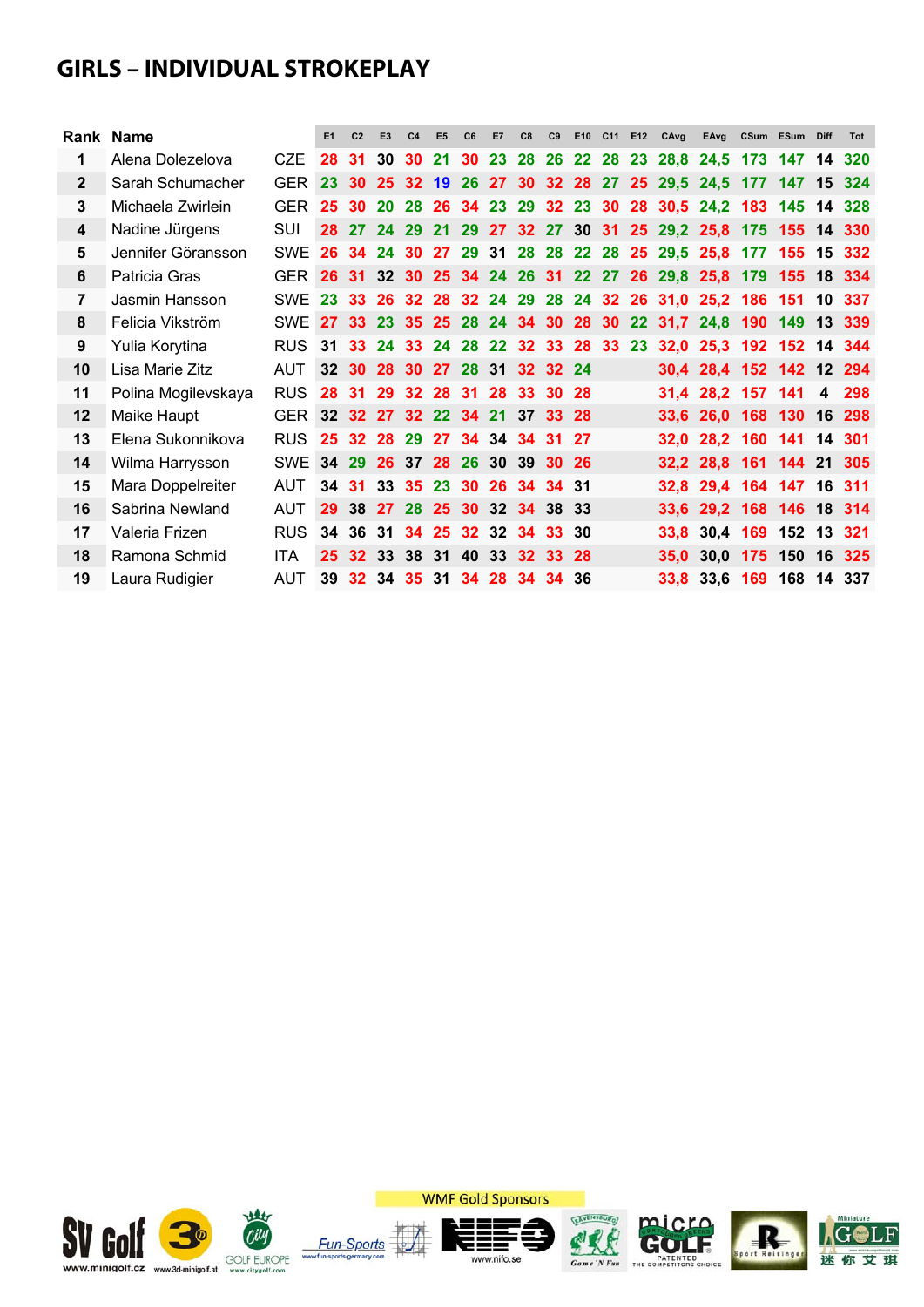# GIRLS – INDIVIDUAL STROKEPLAY

| Rank | Name | | E1 | C2 | E3 | C4 | E5 | C6 | E7 | C8 | C9 | E10 | C11 | E12 | CAvg | EAvg | CSum | ESum | Diff | Tot |
|---|---|---|---|---|---|---|---|---|---|---|---|---|---|---|---|---|---|---|---|---|
| 1 | Alena Dolezelova | CZE | 28 | 31 | 30 | 30 | 21 | 30 | 23 | 28 | 26 | 22 | 28 | 23 | 28,8 | 24,5 | 173 | 147 | 14 | 320 |
| 2 | Sarah Schumacher | GER | 23 | 30 | 25 | 32 | 19 | 26 | 27 | 30 | 32 | 28 | 27 | 25 | 29,5 | 24,5 | 177 | 147 | 15 | 324 |
| 3 | Michaela Zwirlein | GER | 25 | 30 | 20 | 28 | 26 | 34 | 23 | 29 | 32 | 23 | 30 | 28 | 30,5 | 24,2 | 183 | 145 | 14 | 328 |
| 4 | Nadine Jürgens | SUI | 28 | 27 | 24 | 29 | 21 | 29 | 27 | 32 | 27 | 30 | 31 | 25 | 29,2 | 25,8 | 175 | 155 | 14 | 330 |
| 5 | Jennifer Göransson | SWE | 26 | 34 | 24 | 30 | 27 | 29 | 31 | 28 | 28 | 22 | 28 | 25 | 29,5 | 25,8 | 177 | 155 | 15 | 332 |
| 6 | Patricia Gras | GER | 26 | 31 | 32 | 30 | 25 | 34 | 24 | 26 | 31 | 22 | 27 | 26 | 29,8 | 25,8 | 179 | 155 | 18 | 334 |
| 7 | Jasmin Hansson | SWE | 23 | 33 | 26 | 32 | 28 | 32 | 24 | 29 | 28 | 24 | 32 | 26 | 31,0 | 25,2 | 186 | 151 | 10 | 337 |
| 8 | Felicia Vikström | SWE | 27 | 33 | 23 | 35 | 25 | 28 | 24 | 34 | 30 | 28 | 30 | 22 | 31,7 | 24,8 | 190 | 149 | 13 | 339 |
| 9 | Yulia Korytina | RUS | 31 | 33 | 24 | 33 | 24 | 28 | 22 | 32 | 33 | 28 | 33 | 23 | 32,0 | 25,3 | 192 | 152 | 14 | 344 |
| 10 | Lisa Marie Zitz | AUT | 32 | 30 | 28 | 30 | 27 | 28 | 31 | 32 | 32 | 24 | | | 30,4 | 28,4 | 152 | 142 | 12 | 294 |
| 11 | Polina Mogilevskaya | RUS | 28 | 31 | 29 | 32 | 28 | 31 | 28 | 33 | 30 | 28 | | | 31,4 | 28,2 | 157 | 141 | 4 | 298 |
| 12 | Maike Haupt | GER | 32 | 32 | 27 | 32 | 22 | 34 | 21 | 37 | 33 | 28 | | | 33,6 | 26,0 | 168 | 130 | 16 | 298 |
| 13 | Elena Sukonnikova | RUS | 25 | 32 | 28 | 29 | 27 | 34 | 34 | 34 | 31 | 27 | | | 32,0 | 28,2 | 160 | 141 | 14 | 301 |
| 14 | Wilma Harrysson | SWE | 34 | 29 | 26 | 37 | 28 | 26 | 30 | 39 | 30 | 26 | | | 32,2 | 28,8 | 161 | 144 | 21 | 305 |
| 15 | Mara Doppelreiter | AUT | 34 | 31 | 33 | 35 | 23 | 30 | 26 | 34 | 34 | 31 | | | 32,8 | 29,4 | 164 | 147 | 16 | 311 |
| 16 | Sabrina Newland | AUT | 29 | 38 | 27 | 28 | 25 | 30 | 32 | 34 | 38 | 33 | | | 33,6 | 29,2 | 168 | 146 | 18 | 314 |
| 17 | Valeria Frizen | RUS | 34 | 36 | 31 | 34 | 25 | 32 | 32 | 34 | 33 | 30 | | | 33,8 | 30,4 | 169 | 152 | 13 | 321 |
| 18 | Ramona Schmid | ITA | 25 | 32 | 33 | 38 | 31 | 40 | 33 | 32 | 33 | 28 | | | 35,0 | 30,0 | 175 | 150 | 16 | 325 |
| 19 | Laura Rudigier | AUT | 39 | 32 | 34 | 35 | 31 | 34 | 28 | 34 | 34 | 36 | | | 33,8 | 33,6 | 169 | 168 | 14 | 337 |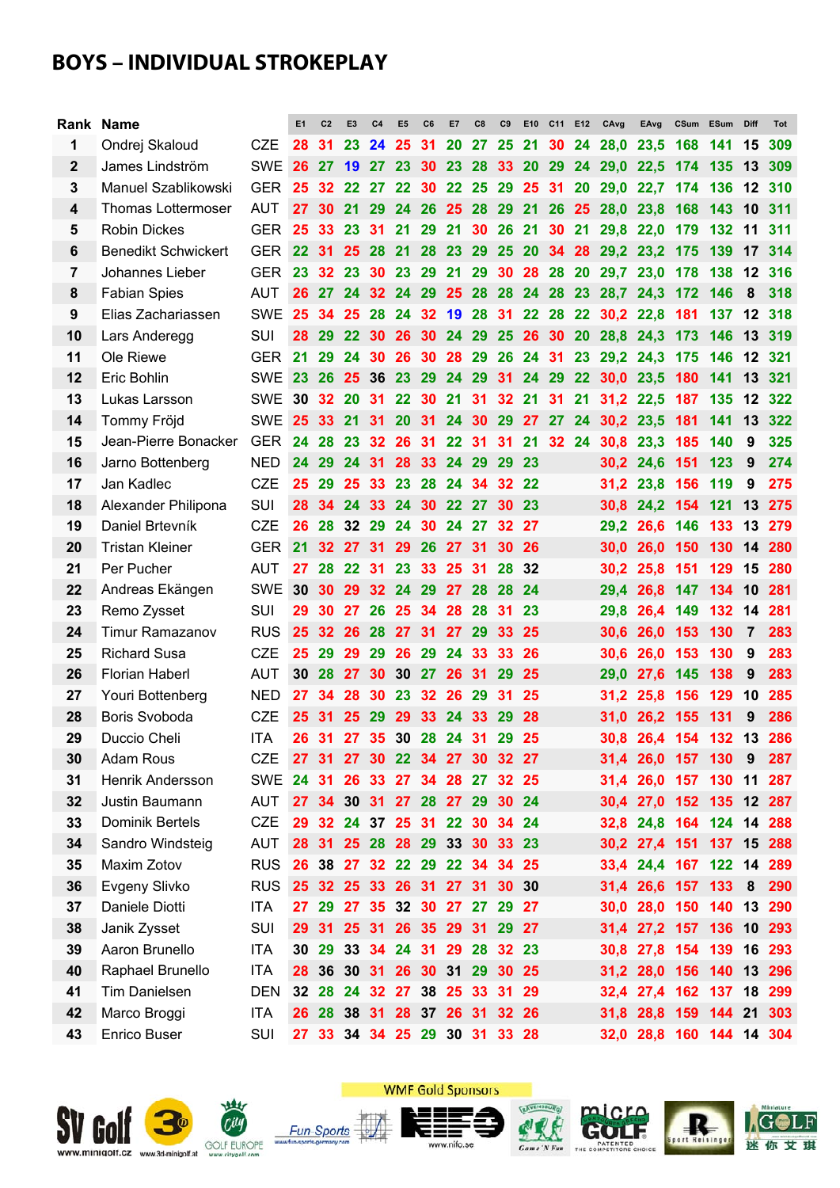# BOYS – INDIVIDUAL STROKEPLAY

| Rank | Name | | E1 | C2 | E3 | C4 | E5 | C6 | E7 | C8 | C9 | E10 | C11 | E12 | CAvg | EAvg | CSum | ESum | Diff | Tot |
|---|---|---|---|---|---|---|---|---|---|---|---|---|---|---|---|---|---|---|---|---|
| 1 | Ondrej Skaloud | CZE | 28 | 31 | 23 | 24 | 25 | 31 | 20 | 27 | 25 | 21 | 30 | 24 | 28,0 | 23,5 | 168 | 141 | 15 | 309 |
| 2 | James Lindström | SWE | 26 | 27 | 19 | 27 | 23 | 30 | 23 | 28 | 33 | 20 | 29 | 24 | 29,0 | 22,5 | 174 | 135 | 13 | 309 |
| 3 | Manuel Szablikowski | GER | 25 | 32 | 22 | 27 | 22 | 30 | 22 | 25 | 29 | 25 | 31 | 20 | 29,0 | 22,7 | 174 | 136 | 12 | 310 |
| 4 | Thomas Lottermoser | AUT | 27 | 30 | 21 | 29 | 24 | 26 | 25 | 28 | 29 | 21 | 26 | 25 | 28,0 | 23,8 | 168 | 143 | 10 | 311 |
| 5 | Robin Dickes | GER | 25 | 33 | 23 | 31 | 21 | 29 | 21 | 30 | 26 | 21 | 30 | 21 | 29,8 | 22,0 | 179 | 132 | 11 | 311 |
| 6 | Benedikt Schwickert | GER | 22 | 31 | 25 | 28 | 21 | 28 | 23 | 29 | 25 | 20 | 34 | 28 | 29,2 | 23,2 | 175 | 139 | 17 | 314 |
| 7 | Johannes Lieber | GER | 23 | 32 | 23 | 30 | 23 | 29 | 21 | 29 | 30 | 28 | 28 | 20 | 29,7 | 23,0 | 178 | 138 | 12 | 316 |
| 8 | Fabian Spies | AUT | 26 | 27 | 24 | 32 | 24 | 29 | 25 | 28 | 28 | 24 | 28 | 23 | 28,7 | 24,3 | 172 | 146 | 8 | 318 |
| 9 | Elias Zachariassen | SWE | 25 | 34 | 25 | 28 | 24 | 32 | 19 | 28 | 31 | 22 | 28 | 22 | 30,2 | 22,8 | 181 | 137 | 12 | 318 |
| 10 | Lars Anderegg | SUI | 28 | 29 | 22 | 30 | 26 | 30 | 24 | 29 | 25 | 26 | 30 | 20 | 28,8 | 24,3 | 173 | 146 | 13 | 319 |
| 11 | Ole Riewe | GER | 21 | 29 | 24 | 30 | 26 | 30 | 28 | 29 | 26 | 24 | 31 | 23 | 29,2 | 24,3 | 175 | 146 | 12 | 321 |
| 12 | Eric Bohlin | SWE | 23 | 26 | 25 | 36 | 23 | 29 | 24 | 29 | 31 | 24 | 29 | 22 | 30,0 | 23,5 | 180 | 141 | 13 | 321 |
| 13 | Lukas Larsson | SWE | 30 | 32 | 20 | 31 | 22 | 30 | 21 | 31 | 32 | 21 | 31 | 21 | 31,2 | 22,5 | 187 | 135 | 12 | 322 |
| 14 | Tommy Fröjd | SWE | 25 | 33 | 21 | 31 | 20 | 31 | 24 | 30 | 29 | 27 | 27 | 24 | 30,2 | 23,5 | 181 | 141 | 13 | 322 |
| 15 | Jean-Pierre Bonacker | GER | 24 | 28 | 23 | 32 | 26 | 31 | 22 | 31 | 31 | 21 | 32 | 24 | 30,8 | 23,3 | 185 | 140 | 9 | 325 |
| 16 | Jarno Bottenberg | NED | 24 | 29 | 24 | 31 | 28 | 33 | 24 | 29 | 29 | 23 | | | 30,2 | 24,6 | 151 | 123 | 9 | 274 |
| 17 | Jan Kadlec | CZE | 25 | 29 | 25 | 33 | 23 | 28 | 24 | 34 | 32 | 22 | | | 31,2 | 23,8 | 156 | 119 | 9 | 275 |
| 18 | Alexander Philipona | SUI | 28 | 34 | 24 | 33 | 24 | 30 | 22 | 27 | 30 | 23 | | | 30,8 | 24,2 | 154 | 121 | 13 | 275 |
| 19 | Daniel Brtevník | CZE | 26 | 28 | 32 | 29 | 24 | 30 | 24 | 27 | 32 | 27 | | | 29,2 | 26,6 | 146 | 133 | 13 | 279 |
| 20 | Tristan Kleiner | GER | 21 | 32 | 27 | 31 | 29 | 26 | 27 | 31 | 30 | 26 | | | 30,0 | 26,0 | 150 | 130 | 14 | 280 |
| 21 | Per Pucher | AUT | 27 | 28 | 22 | 31 | 23 | 33 | 25 | 31 | 28 | 32 | | | 30,2 | 25,8 | 151 | 129 | 15 | 280 |
| 22 | Andreas Ekängen | SWE | 30 | 30 | 29 | 32 | 24 | 29 | 27 | 28 | 28 | 24 | | | 29,4 | 26,8 | 147 | 134 | 10 | 281 |
| 23 | Remo Zysset | SUI | 29 | 30 | 27 | 26 | 25 | 34 | 28 | 28 | 31 | 23 | | | 29,8 | 26,4 | 149 | 132 | 14 | 281 |
| 24 | Timur Ramazanov | RUS | 25 | 32 | 26 | 28 | 27 | 31 | 27 | 29 | 33 | 25 | | | 30,6 | 26,0 | 153 | 130 | 7 | 283 |
| 25 | Richard Susa | CZE | 25 | 29 | 29 | 29 | 26 | 29 | 24 | 33 | 33 | 26 | | | 30,6 | 26,0 | 153 | 130 | 9 | 283 |
| 26 | Florian Haberl | AUT | 30 | 28 | 27 | 30 | 30 | 27 | 26 | 31 | 29 | 25 | | | 29,0 | 27,6 | 145 | 138 | 9 | 283 |
| 27 | Youri Bottenberg | NED | 27 | 34 | 28 | 30 | 23 | 32 | 26 | 29 | 31 | 25 | | | 31,2 | 25,8 | 156 | 129 | 10 | 285 |
| 28 | Boris Svoboda | CZE | 25 | 31 | 25 | 29 | 29 | 33 | 24 | 33 | 29 | 28 | | | 31,0 | 26,2 | 155 | 131 | 9 | 286 |
| 29 | Duccio Cheli | ITA | 26 | 31 | 27 | 35 | 30 | 28 | 24 | 31 | 29 | 25 | | | 30,8 | 26,4 | 154 | 132 | 13 | 286 |
| 30 | Adam Rous | CZE | 27 | 31 | 27 | 30 | 22 | 34 | 27 | 30 | 32 | 27 | | | 31,4 | 26,0 | 157 | 130 | 9 | 287 |
| 31 | Henrik Andersson | SWE | 24 | 31 | 26 | 33 | 27 | 34 | 28 | 27 | 32 | 25 | | | 31,4 | 26,0 | 157 | 130 | 11 | 287 |
| 32 | Justin Baumann | AUT | 27 | 34 | 30 | 31 | 27 | 28 | 27 | 29 | 30 | 24 | | | 30,4 | 27,0 | 152 | 135 | 12 | 287 |
| 33 | Dominik Bertels | CZE | 29 | 32 | 24 | 37 | 25 | 31 | 22 | 30 | 34 | 24 | | | 32,8 | 24,8 | 164 | 124 | 14 | 288 |
| 34 | Sandro Windsteig | AUT | 28 | 31 | 25 | 28 | 28 | 29 | 33 | 30 | 33 | 23 | | | 30,2 | 27,4 | 151 | 137 | 15 | 288 |
| 35 | Maxim Zotov | RUS | 26 | 38 | 27 | 32 | 22 | 29 | 22 | 34 | 34 | 25 | | | 33,4 | 24,4 | 167 | 122 | 14 | 289 |
| 36 | Evgeny Slivko | RUS | 25 | 32 | 25 | 33 | 26 | 31 | 27 | 31 | 30 | 30 | | | 31,4 | 26,6 | 157 | 133 | 8 | 290 |
| 37 | Daniele Diotti | ITA | 27 | 29 | 27 | 35 | 32 | 30 | 27 | 27 | 29 | 27 | | | 30,0 | 28,0 | 150 | 140 | 13 | 290 |
| 38 | Janik Zysset | SUI | 29 | 31 | 25 | 31 | 26 | 35 | 29 | 31 | 29 | 27 | | | 31,4 | 27,2 | 157 | 136 | 10 | 293 |
| 39 | Aaron Brunello | ITA | 30 | 29 | 33 | 34 | 24 | 31 | 29 | 28 | 32 | 23 | | | 30,8 | 27,8 | 154 | 139 | 16 | 293 |
| 40 | Raphael Brunello | ITA | 28 | 36 | 30 | 31 | 26 | 30 | 31 | 29 | 30 | 25 | | | 31,2 | 28,0 | 156 | 140 | 13 | 296 |
| 41 | Tim Danielsen | DEN | 32 | 28 | 24 | 32 | 27 | 38 | 25 | 33 | 31 | 29 | | | 32,4 | 27,4 | 162 | 137 | 18 | 299 |
| 42 | Marco Broggi | ITA | 26 | 28 | 38 | 31 | 28 | 37 | 26 | 31 | 32 | 26 | | | 31,8 | 28,8 | 159 | 144 | 21 | 303 |
| 43 | Enrico Buser | SUI | 27 | 33 | 34 | 34 | 25 | 29 | 30 | 31 | 33 | 28 | | | 32,0 | 28,8 | 160 | 144 | 14 | 304 |

WMF Gold Sponsors

www.minigolf.cz www.3d-minigolf.at GOLF EUROPE www.citygolf.com Fun Sports www.fun-sports-germany.com www.nifo.se Game 'N Fun micro GOLF PATENTED THE COMPETITIONS CHOICE Sport Helsingør Miniature GOLF 迷你艾琪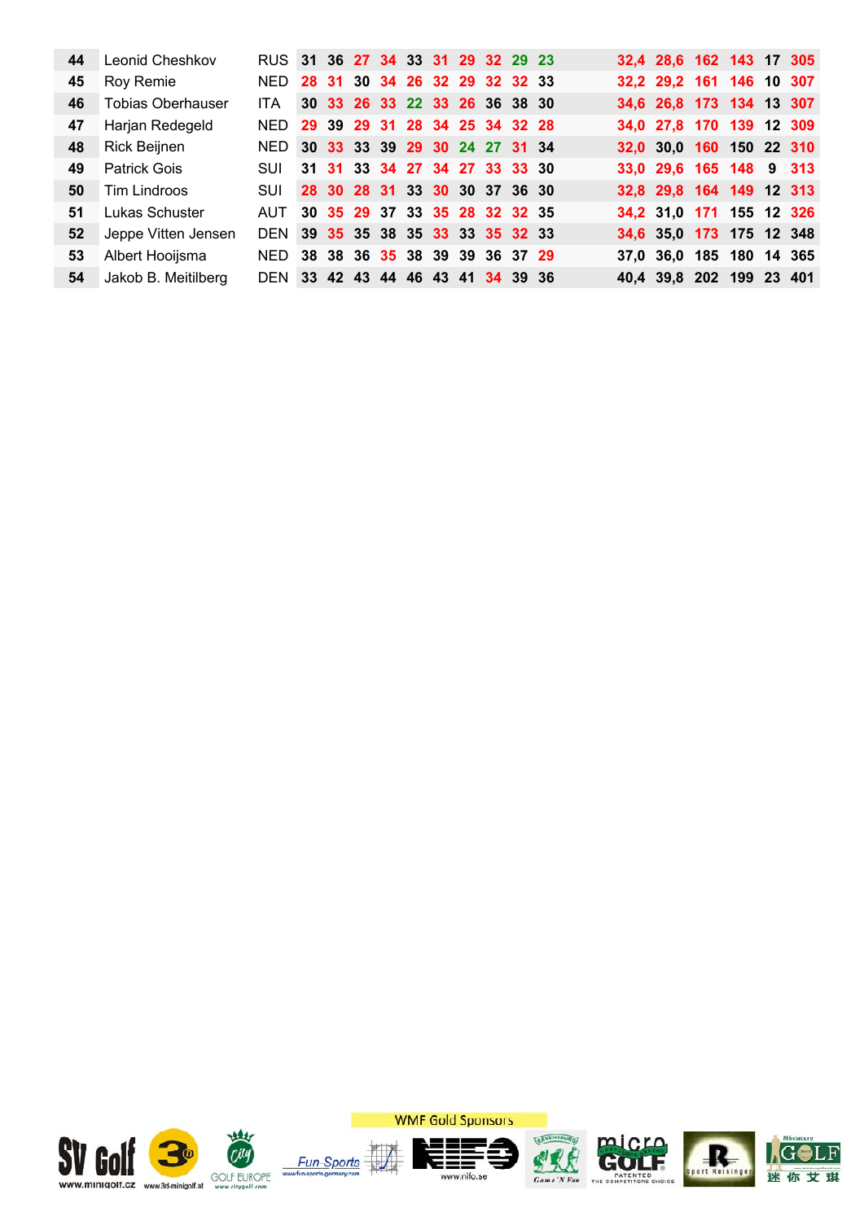| 44 | Leonid Cheshkov | RUS | 31 | 36 | 27 | 34 | 33 | 31 | 29 | 32 | 29 | 23 | 32,4 | 28,6 | 162 | 143 | 17 | 305 |
|---|---|---|---|---|---|---|---|---|---|---|---|---|---|---|---|---|---|---|
| 45 | Roy Remie | NED | 28 | 31 | 30 | 34 | 26 | 32 | 29 | 32 | 32 | 33 | 32,2 | 29,2 | 161 | 146 | 10 | 307 |
| 46 | Tobias Oberhauser | ITA | 30 | 33 | 26 | 33 | 22 | 33 | 26 | 36 | 38 | 30 | 34,6 | 26,8 | 173 | 134 | 13 | 307 |
| 47 | Harjan Redegeld | NED | 29 | 39 | 29 | 31 | 28 | 34 | 25 | 34 | 32 | 28 | 34,0 | 27,8 | 170 | 139 | 12 | 309 |
| 48 | Rick Beijnen | NED | 30 | 33 | 33 | 39 | 29 | 30 | 24 | 27 | 31 | 34 | 32,0 | 30,0 | 160 | 150 | 22 | 310 |
| 49 | Patrick Gois | SUI | 31 | 31 | 33 | 34 | 27 | 34 | 27 | 33 | 33 | 30 | 33,0 | 29,6 | 165 | 148 | 9 | 313 |
| 50 | Tim Lindroos | SUI | 28 | 30 | 28 | 31 | 33 | 30 | 30 | 37 | 36 | 30 | 32,8 | 29,8 | 164 | 149 | 12 | 313 |
| 51 | Lukas Schuster | AUT | 30 | 35 | 29 | 37 | 33 | 35 | 28 | 32 | 32 | 35 | 34,2 | 31,0 | 171 | 155 | 12 | 326 |
| 52 | Jeppe Vitten Jensen | DEN | 39 | 35 | 35 | 38 | 35 | 33 | 33 | 35 | 32 | 33 | 34,6 | 35,0 | 173 | 175 | 12 | 348 |
| 53 | Albert Hooijsma | NED | 38 | 38 | 36 | 35 | 38 | 39 | 39 | 36 | 37 | 29 | 37,0 | 36,0 | 185 | 180 | 14 | 365 |
| 54 | Jakob B. Meitilberg | DEN | 33 | 42 | 43 | 44 | 46 | 43 | 41 | 34 | 39 | 36 | 40,4 | 39,8 | 202 | 199 | 23 | 401 |

WMF Gold Sponsors

SV Golf www.minigolf.cz · www.3d-minigolf.at · City GOLF EUROPE www.citygolf.com · Fun Sports www.fun-sports-germany.com · NIFO www.nifo.se · Game 'N Fun · micro GOLF PATENTED THE COMPETITORS CHOICE · Sport Helsinger · Miniature GOLF 迷你艾琪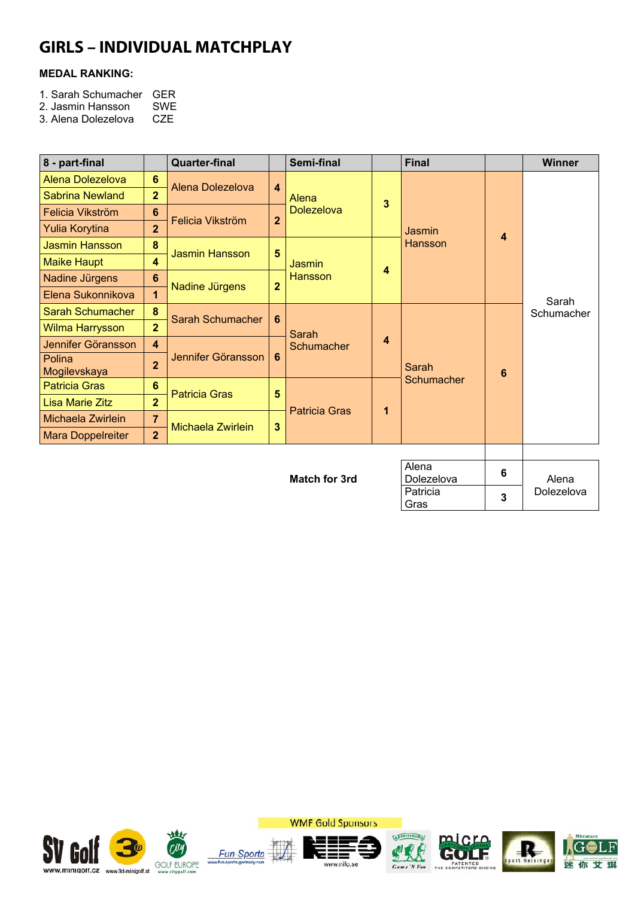# GIRLS – INDIVIDUAL MATCHPLAY

**MEDAL RANKING:**

1. Sarah Schumacher GER
2. Jasmin Hansson SWE
3. Alena Dolezelova CZE

| 8 - part-final | | Quarter-final | | Semi-final | | Final | | Winner |
|---|---|---|---|---|---|---|---|---|
| Alena Dolezelova | 6 | Alena Dolezelova | 4 | Alena Dolezelova | 3 | Jasmin Hansson | 4 | Sarah Schumacher |
| Sabrina Newland | 2 | | | | | | | |
| Felicia Vikström | 6 | Felicia Vikström | 2 | | | | | |
| Yulia Korytina | 2 | | | | | | | |
| Jasmin Hansson | 8 | Jasmin Hansson | 5 | Jasmin Hansson | 4 | | | |
| Maike Haupt | 4 | | | | | | | |
| Nadine Jürgens | 6 | Nadine Jürgens | 2 | | | | | |
| Elena Sukonnikova | 1 | | | | | | | |
| Sarah Schumacher | 8 | Sarah Schumacher | 6 | Sarah Schumacher | 4 | Sarah Schumacher | 6 | |
| Wilma Harrysson | 2 | | | | | | | |
| Jennifer Göransson | 4 | Jennifer Göransson | 6 | | | | | |
| Polina Mogilevskaya | 2 | | | | | | | |
| Patricia Gras | 6 | Patricia Gras | 5 | Patricia Gras | 1 | | | |
| Lisa Marie Zitz | 2 | | | | | | | |
| Michaela Zwirlein | 7 | Michaela Zwirlein | 3 | | | | | |
| Mara Doppelreiter | 2 | | | | | | | |

| Match for 3rd | | | |
|---|---|---|---|
| Alena Dolezelova | 6 | Alena Dolezelova | |
| Patricia Gras | 3 | | |

WMF Gold Sponsors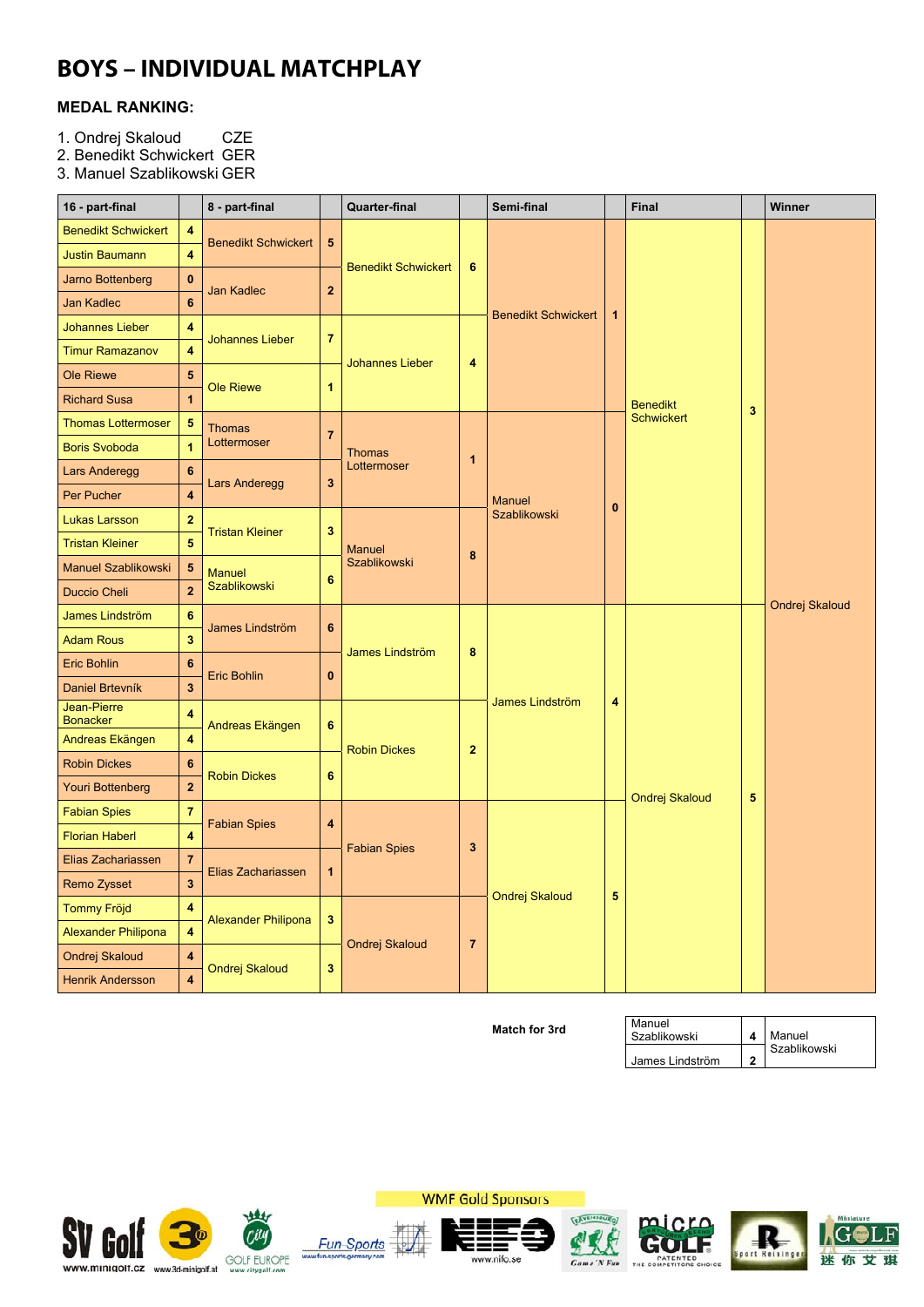# BOYS – INDIVIDUAL MATCHPLAY

### MEDAL RANKING:

1. Ondrej Skaloud CZE
2. Benedikt Schwickert GER
3. Manuel Szablikowski GER

| 16 - part-final | | 8 - part-final | | Quarter-final | | Semi-final | | Final | | Winner |
|---|---|---|---|---|---|---|---|---|---|---|
| Benedikt Schwickert | 4 | Benedikt Schwickert | 5 | Benedikt Schwickert | 6 | Benedikt Schwickert | 1 | Benedikt Schwickert | 3 | Ondrej Skaloud |
| Justin Baumann | 4 | | | | | | | | | |
| Jarno Bottenberg | 0 | Jan Kadlec | 2 | | | | | | | |
| Jan Kadlec | 6 | | | | | | | | | |
| Johannes Lieber | 4 | Johannes Lieber | 7 | Johannes Lieber | 4 | | | | | |
| Timur Ramazanov | 4 | | | | | | | | | |
| Ole Riewe | 5 | Ole Riewe | 1 | | | | | | | |
| Richard Susa | 1 | | | | | | | | | |
| Thomas Lottermoser | 5 | Thomas Lottermoser | 7 | Thomas Lottermoser | 1 | Manuel Szablikowski | 0 | | | |
| Boris Svoboda | 1 | | | | | | | | | |
| Lars Anderegg | 6 | Lars Anderegg | 3 | | | | | | | |
| Per Pucher | 4 | | | | | | | | | |
| Lukas Larsson | 2 | Tristan Kleiner | 3 | Manuel Szablikowski | 8 | | | | | |
| Tristan Kleiner | 5 | | | | | | | | | |
| Manuel Szablikowski | 5 | Manuel Szablikowski | 6 | | | | | | | |
| Duccio Cheli | 2 | | | | | | | | | |
| James Lindström | 6 | James Lindström | 6 | James Lindström | 8 | James Lindström | 4 | Ondrej Skaloud | 5 | |
| Adam Rous | 3 | | | | | | | | | |
| Eric Bohlin | 6 | Eric Bohlin | 0 | | | | | | | |
| Daniel Brtevník | 3 | | | | | | | | | |
| Jean-Pierre Bonacker | 4 | Andreas Ekängen | 6 | Robin Dickes | 2 | | | | | |
| Andreas Ekängen | 4 | | | | | | | | | |
| Robin Dickes | 6 | Robin Dickes | 6 | | | | | | | |
| Youri Bottenberg | 2 | | | | | | | | | |
| Fabian Spies | 7 | Fabian Spies | 4 | Fabian Spies | 3 | Ondrej Skaloud | 5 | | | |
| Florian Haberl | 4 | | | | | | | | | |
| Elias Zachariassen | 7 | Elias Zachariassen | 1 | | | | | | | |
| Remo Zysset | 3 | | | | | | | | | |
| Tommy Fröjd | 4 | Alexander Philipona | 3 | Ondrej Skaloud | 7 | | | | | |
| Alexander Philipona | 4 | | | | | | | | | |
| Ondrej Skaloud | 4 | Ondrej Skaloud | 3 | | | | | | | |
| Henrik Andersson | 4 | | | | | | | | | |

**Match for 3rd**

| Player | Score | Winner |
|---|---|---|
| Manuel Szablikowski | 4 | Manuel Szablikowski |
| James Lindström | 2 | |

WMF Gold Sponsors

www.minigolf.cz www.3d-minigolf.at www.citygolf.com www.fun-sports-germany.com www.nifo.se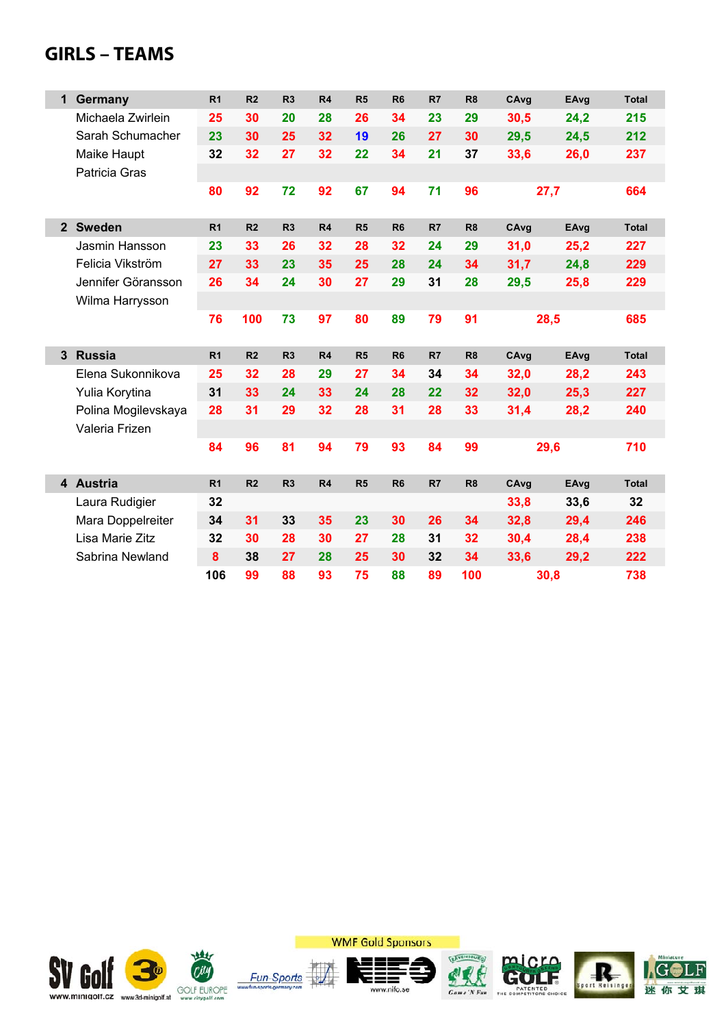# GIRLS – TEAMS

| 1 Germany | R1 | R2 | R3 | R4 | R5 | R6 | R7 | R8 | CAvg | EAvg | Total |
|---|---|---|---|---|---|---|---|---|---|---|---|
| Michaela Zwirlein | 25 | 30 | 20 | 28 | 26 | 34 | 23 | 29 | 30,5 | 24,2 | 215 |
| Sarah Schumacher | 23 | 30 | 25 | 32 | 19 | 26 | 27 | 30 | 29,5 | 24,5 | 212 |
| Maike Haupt | 32 | 32 | 27 | 32 | 22 | 34 | 21 | 37 | 33,6 | 26,0 | 237 |
| Patricia Gras | | | | | | | | | | | |
| | 80 | 92 | 72 | 92 | 67 | 94 | 71 | 96 | 27,7 | | 664 |

| 2 Sweden | R1 | R2 | R3 | R4 | R5 | R6 | R7 | R8 | CAvg | EAvg | Total |
|---|---|---|---|---|---|---|---|---|---|---|---|
| Jasmin Hansson | 23 | 33 | 26 | 32 | 28 | 32 | 24 | 29 | 31,0 | 25,2 | 227 |
| Felicia Vikström | 27 | 33 | 23 | 35 | 25 | 28 | 24 | 34 | 31,7 | 24,8 | 229 |
| Jennifer Göransson | 26 | 34 | 24 | 30 | 27 | 29 | 31 | 28 | 29,5 | 25,8 | 229 |
| Wilma Harrysson | | | | | | | | | | | |
| | 76 | 100 | 73 | 97 | 80 | 89 | 79 | 91 | 28,5 | | 685 |

| 3 Russia | R1 | R2 | R3 | R4 | R5 | R6 | R7 | R8 | CAvg | EAvg | Total |
|---|---|---|---|---|---|---|---|---|---|---|---|
| Elena Sukonnikova | 25 | 32 | 28 | 29 | 27 | 34 | 34 | 34 | 32,0 | 28,2 | 243 |
| Yulia Korytina | 31 | 33 | 24 | 33 | 24 | 28 | 22 | 32 | 32,0 | 25,3 | 227 |
| Polina Mogilevskaya | 28 | 31 | 29 | 32 | 28 | 31 | 28 | 33 | 31,4 | 28,2 | 240 |
| Valeria Frizen | | | | | | | | | | | |
| | 84 | 96 | 81 | 94 | 79 | 93 | 84 | 99 | 29,6 | | 710 |

| 4 Austria | R1 | R2 | R3 | R4 | R5 | R6 | R7 | R8 | CAvg | EAvg | Total |
|---|---|---|---|---|---|---|---|---|---|---|---|
| Laura Rudigier | 32 | | | | | | | | 33,8 | 33,6 | 32 |
| Mara Doppelreiter | 34 | 31 | 33 | 35 | 23 | 30 | 26 | 34 | 32,8 | 29,4 | 246 |
| Lisa Marie Zitz | 32 | 30 | 28 | 30 | 27 | 28 | 31 | 32 | 30,4 | 28,4 | 238 |
| Sabrina Newland | 8 | 38 | 27 | 28 | 25 | 30 | 32 | 34 | 33,6 | 29,2 | 222 |
| | 106 | 99 | 88 | 93 | 75 | 88 | 89 | 100 | 30,8 | | 738 |

WMF Gold Sponsors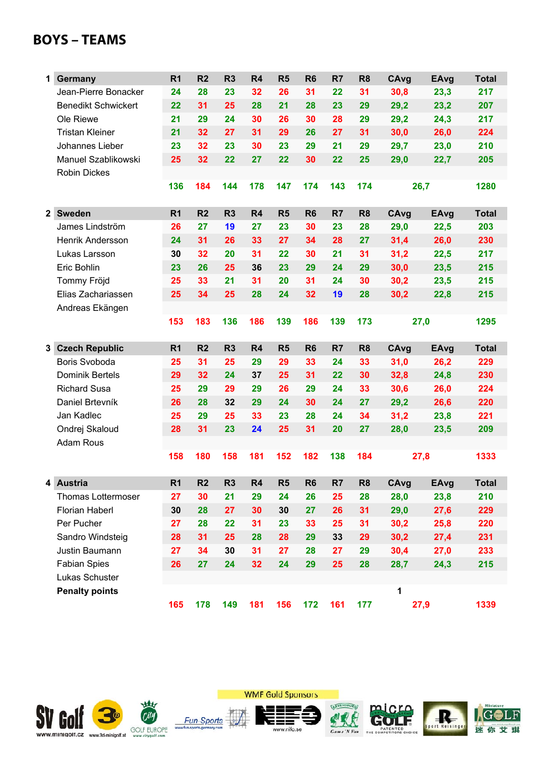# BOYS – TEAMS

| | Germany | R1 | R2 | R3 | R4 | R5 | R6 | R7 | R8 | CAvg | EAvg | Total |
|---|---|---|---|---|---|---|---|---|---|---|---|---|
| 1 | Jean-Pierre Bonacker | 24 | 28 | 23 | 32 | 26 | 31 | 22 | 31 | 30,8 | 23,3 | 217 |
| | Benedikt Schwickert | 22 | 31 | 25 | 28 | 21 | 28 | 23 | 29 | 29,2 | 23,2 | 207 |
| | Ole Riewe | 21 | 29 | 24 | 30 | 26 | 30 | 28 | 29 | 29,2 | 24,3 | 217 |
| | Tristan Kleiner | 21 | 32 | 27 | 31 | 29 | 26 | 27 | 31 | 30,0 | 26,0 | 224 |
| | Johannes Lieber | 23 | 32 | 23 | 30 | 23 | 29 | 21 | 29 | 29,7 | 23,0 | 210 |
| | Manuel Szablikowski | 25 | 32 | 22 | 27 | 22 | 30 | 22 | 25 | 29,0 | 22,7 | 205 |
| | Robin Dickes | | | | | | | | | | | |
| | | 136 | 184 | 144 | 178 | 147 | 174 | 143 | 174 | 26,7 | | 1280 |

| | Sweden | R1 | R2 | R3 | R4 | R5 | R6 | R7 | R8 | CAvg | EAvg | Total |
|---|---|---|---|---|---|---|---|---|---|---|---|---|
| 2 | James Lindström | 26 | 27 | 19 | 27 | 23 | 30 | 23 | 28 | 29,0 | 22,5 | 203 |
| | Henrik Andersson | 24 | 31 | 26 | 33 | 27 | 34 | 28 | 27 | 31,4 | 26,0 | 230 |
| | Lukas Larsson | 30 | 32 | 20 | 31 | 22 | 30 | 21 | 31 | 31,2 | 22,5 | 217 |
| | Eric Bohlin | 23 | 26 | 25 | 36 | 23 | 29 | 24 | 29 | 30,0 | 23,5 | 215 |
| | Tommy Fröjd | 25 | 33 | 21 | 31 | 20 | 31 | 24 | 30 | 30,2 | 23,5 | 215 |
| | Elias Zachariassen | 25 | 34 | 25 | 28 | 24 | 32 | 19 | 28 | 30,2 | 22,8 | 215 |
| | Andreas Ekängen | | | | | | | | | | | |
| | | 153 | 183 | 136 | 186 | 139 | 186 | 139 | 173 | 27,0 | | 1295 |

| | Czech Republic | R1 | R2 | R3 | R4 | R5 | R6 | R7 | R8 | CAvg | EAvg | Total |
|---|---|---|---|---|---|---|---|---|---|---|---|---|
| 3 | Boris Svoboda | 25 | 31 | 25 | 29 | 29 | 33 | 24 | 33 | 31,0 | 26,2 | 229 |
| | Dominik Bertels | 29 | 32 | 24 | 37 | 25 | 31 | 22 | 30 | 32,8 | 24,8 | 230 |
| | Richard Susa | 25 | 29 | 29 | 29 | 26 | 29 | 24 | 33 | 30,6 | 26,0 | 224 |
| | Daniel Brtevník | 26 | 28 | 32 | 29 | 24 | 30 | 24 | 27 | 29,2 | 26,6 | 220 |
| | Jan Kadlec | 25 | 29 | 25 | 33 | 23 | 28 | 24 | 34 | 31,2 | 23,8 | 221 |
| | Ondrej Skaloud | 28 | 31 | 23 | 24 | 25 | 31 | 20 | 27 | 28,0 | 23,5 | 209 |
| | Adam Rous | | | | | | | | | | | |
| | | 158 | 180 | 158 | 181 | 152 | 182 | 138 | 184 | 27,8 | | 1333 |

| | Austria | R1 | R2 | R3 | R4 | R5 | R6 | R7 | R8 | CAvg | EAvg | Total |
|---|---|---|---|---|---|---|---|---|---|---|---|---|
| 4 | Thomas Lottermoser | 27 | 30 | 21 | 29 | 24 | 26 | 25 | 28 | 28,0 | 23,8 | 210 |
| | Florian Haberl | 30 | 28 | 27 | 30 | 30 | 27 | 26 | 31 | 29,0 | 27,6 | 229 |
| | Per Pucher | 27 | 28 | 22 | 31 | 23 | 33 | 25 | 31 | 30,2 | 25,8 | 220 |
| | Sandro Windsteig | 28 | 31 | 25 | 28 | 28 | 29 | 33 | 29 | 30,2 | 27,4 | 231 |
| | Justin Baumann | 27 | 34 | 30 | 31 | 27 | 28 | 27 | 29 | 30,4 | 27,0 | 233 |
| | Fabian Spies | 26 | 27 | 24 | 32 | 24 | 29 | 25 | 28 | 28,7 | 24,3 | 215 |
| | Lukas Schuster | | | | | | | | | | | |
| | **Penalty points** | | | | | | | | | 1 | | |
| | | 165 | 178 | 149 | 181 | 156 | 172 | 161 | 177 | 27,9 | | 1339 |

WMF Gold Sponsors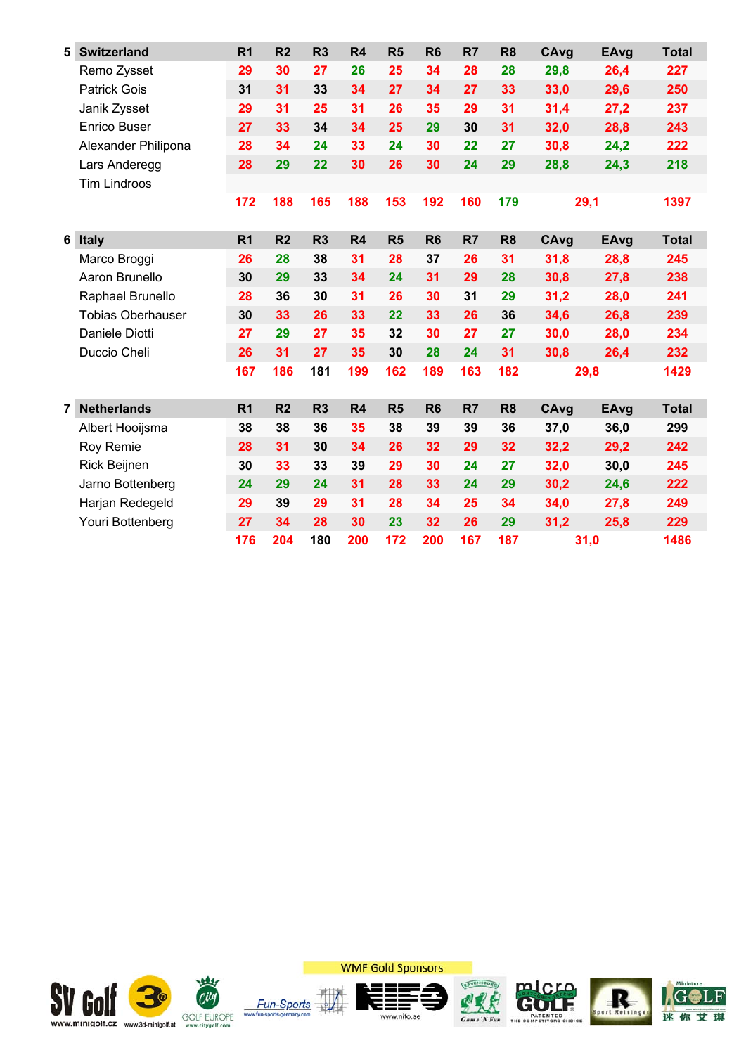| 5 | Switzerland | R1 | R2 | R3 | R4 | R5 | R6 | R7 | R8 | CAvg | EAvg | Total |
|---|---|---|---|---|---|---|---|---|---|---|---|---|
| | Remo Zysset | 29 | 30 | 27 | 26 | 25 | 34 | 28 | 28 | 29,8 | 26,4 | 227 |
| | Patrick Gois | 31 | 31 | 33 | 34 | 27 | 34 | 27 | 33 | 33,0 | 29,6 | 250 |
| | Janik Zysset | 29 | 31 | 25 | 31 | 26 | 35 | 29 | 31 | 31,4 | 27,2 | 237 |
| | Enrico Buser | 27 | 33 | 34 | 34 | 25 | 29 | 30 | 31 | 32,0 | 28,8 | 243 |
| | Alexander Philipona | 28 | 34 | 24 | 33 | 24 | 30 | 22 | 27 | 30,8 | 24,2 | 222 |
| | Lars Anderegg | 28 | 29 | 22 | 30 | 26 | 30 | 24 | 29 | 28,8 | 24,3 | 218 |
| | Tim Lindroos | | | | | | | | | | | |
| | | 172 | 188 | 165 | 188 | 153 | 192 | 160 | 179 | | 29,1 | 1397 |

| 6 | Italy | R1 | R2 | R3 | R4 | R5 | R6 | R7 | R8 | CAvg | EAvg | Total |
|---|---|---|---|---|---|---|---|---|---|---|---|---|
| | Marco Broggi | 26 | 28 | 38 | 31 | 28 | 37 | 26 | 31 | 31,8 | 28,8 | 245 |
| | Aaron Brunello | 30 | 29 | 33 | 34 | 24 | 31 | 29 | 28 | 30,8 | 27,8 | 238 |
| | Raphael Brunello | 28 | 36 | 30 | 31 | 26 | 30 | 31 | 29 | 31,2 | 28,0 | 241 |
| | Tobias Oberhauser | 30 | 33 | 26 | 33 | 22 | 33 | 26 | 36 | 34,6 | 26,8 | 239 |
| | Daniele Diotti | 27 | 29 | 27 | 35 | 32 | 30 | 27 | 27 | 30,0 | 28,0 | 234 |
| | Duccio Cheli | 26 | 31 | 27 | 35 | 30 | 28 | 24 | 31 | 30,8 | 26,4 | 232 |
| | | 167 | 186 | 181 | 199 | 162 | 189 | 163 | 182 | | 29,8 | 1429 |

| 7 | Netherlands | R1 | R2 | R3 | R4 | R5 | R6 | R7 | R8 | CAvg | EAvg | Total |
|---|---|---|---|---|---|---|---|---|---|---|---|---|
| | Albert Hooijsma | 38 | 38 | 36 | 35 | 38 | 39 | 39 | 36 | 37,0 | 36,0 | 299 |
| | Roy Remie | 28 | 31 | 30 | 34 | 26 | 32 | 29 | 32 | 32,2 | 29,2 | 242 |
| | Rick Beijnen | 30 | 33 | 33 | 39 | 29 | 30 | 24 | 27 | 32,0 | 30,0 | 245 |
| | Jarno Bottenberg | 24 | 29 | 24 | 31 | 28 | 33 | 24 | 29 | 30,2 | 24,6 | 222 |
| | Harjan Redegeld | 29 | 39 | 29 | 31 | 28 | 34 | 25 | 34 | 34,0 | 27,8 | 249 |
| | Youri Bottenberg | 27 | 34 | 28 | 30 | 23 | 32 | 26 | 29 | 31,2 | 25,8 | 229 |
| | | 176 | 204 | 180 | 200 | 172 | 200 | 167 | 187 | | 31,0 | 1486 |

WMF Gold Sponsors